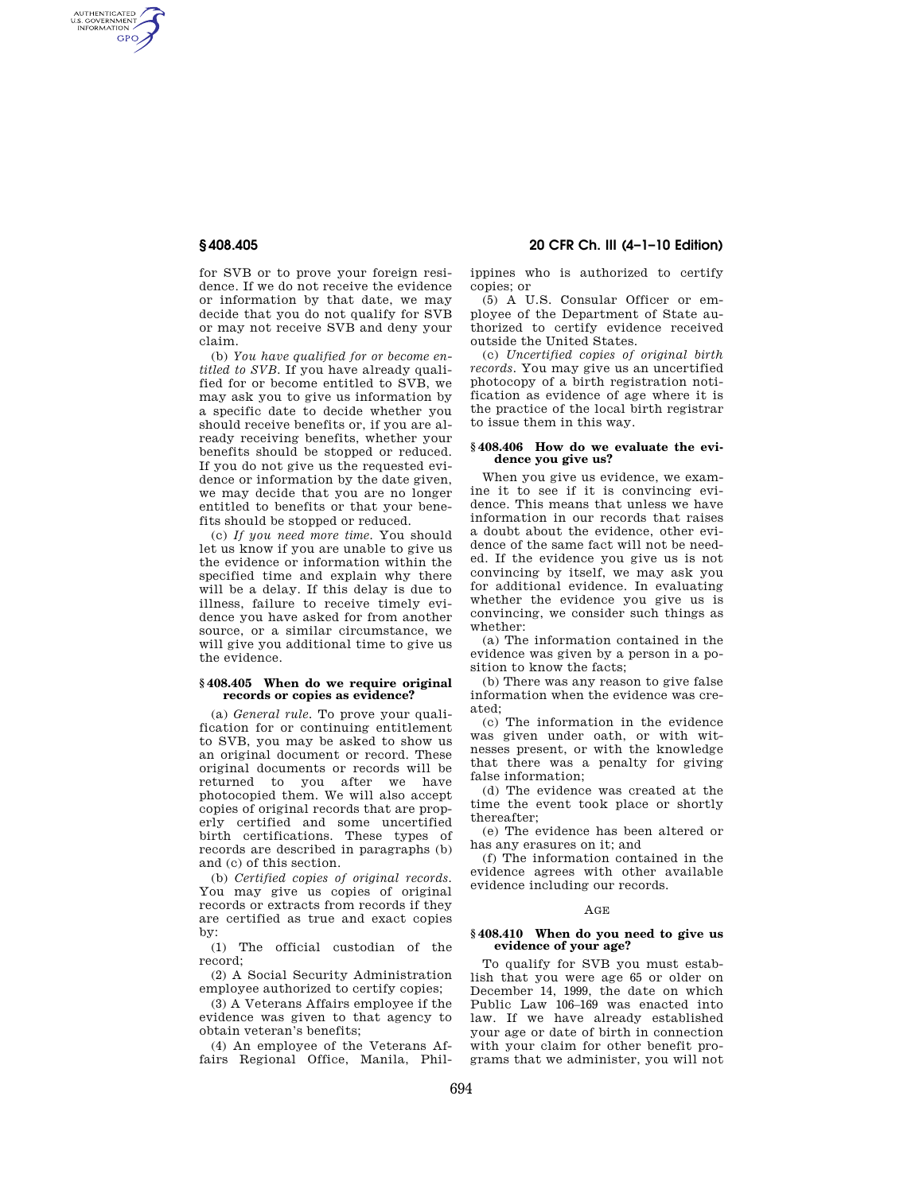for SVB or to prove your foreign residence. If we do not receive the evidence or information by that date, we may decide that you do not qualify for SVB or may not receive SVB and deny your claim.

(b) *You have qualified for or become entitled to SVB.* If you have already qualified for or become entitled to SVB, we may ask you to give us information by a specific date to decide whether you should receive benefits or, if you are already receiving benefits, whether your benefits should be stopped or reduced. If you do not give us the requested evidence or information by the date given, we may decide that you are no longer entitled to benefits or that your benefits should be stopped or reduced.

(c) *If you need more time.* You should let us know if you are unable to give us the evidence or information within the specified time and explain why there will be a delay. If this delay is due to illness, failure to receive timely evidence you have asked for from another source, or a similar circumstance, we will give you additional time to give us the evidence.

#### § 408.405 When do we require original records or copies as evidence?

(a) *General rule.* To prove your qualification for or continuing entitlement to SVB, you may be asked to show us an original document or record. These original documents or records will be returned to you after we have photocopied them. We will also accept copies of original records that are properly certified and some uncertified birth certifications. These types of records are described in paragraphs (b) and (c) of this section.

(b) *Certified copies of original records.* You may give us copies of original records or extracts from records if they are certified as true and exact copies by:

(1) The official custodian of the record;

(2) A Social Security Administration employee authorized to certify copies;

(3) A Veterans Affairs employee if the evidence was given to that agency to obtain veteran's benefits;

(4) An employee of the Veterans Affairs Regional Office, Manila, Philippines who is authorized to certify copies; or

(5) A U.S. Consular Officer or employee of the Department of State authorized to certify evidence received outside the United States.

(c) *Uncertified copies of original birth records.* You may give us an uncertified photocopy of a birth registration notification as evidence of age where it is the practice of the local birth registrar to issue them in this way.

#### § 408.406 How do we evaluate the evidence you give us?

When you give us evidence, we examine it to see if it is convincing evidence. This means that unless we have information in our records that raises a doubt about the evidence, other evidence of the same fact will not be needed. If the evidence you give us is not convincing by itself, we may ask you for additional evidence. In evaluating whether the evidence you give us is convincing, we consider such things as whether:

(a) The information contained in the evidence was given by a person in a position to know the facts;

(b) There was any reason to give false information when the evidence was created;

(c) The information in the evidence was given under oath, or with witnesses present, or with the knowledge that there was a penalty for giving false information;

(d) The evidence was created at the time the event took place or shortly thereafter;

(e) The evidence has been altered or has any erasures on it; and

(f) The information contained in the evidence agrees with other available evidence including our records.

### AGE

#### § 408.410 When do you need to give us evidence of your age?

To qualify for SVB you must establish that you were age 65 or older on December 14, 1999, the date on which Public Law 106–169 was enacted into law. If we have already established your age or date of birth in connection with your claim for other benefit programs that we administer, you will not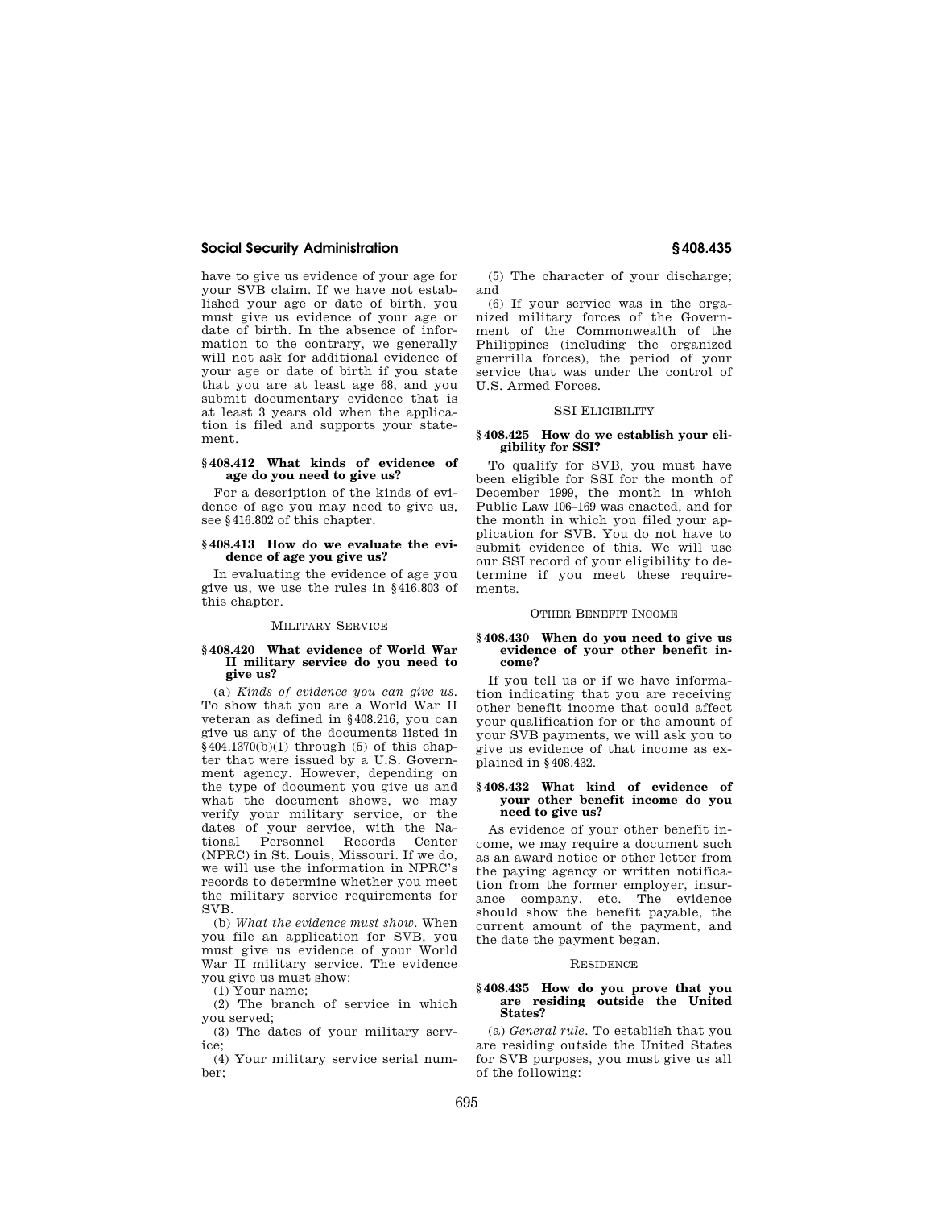have to give us evidence of your age for your SVB claim. If we have not established your age or date of birth, you must give us evidence of your age or date of birth. In the absence of information to the contrary, we generally will not ask for additional evidence of your age or date of birth if you state that you are at least age 68, and you submit documentary evidence that is at least 3 years old when the application is filed and supports your statement.

### § 408.412 What kinds of evidence of age do you need to give us?

For a description of the kinds of evidence of age you may need to give us, see § 416.802 of this chapter.

### § 408.413 How do we evaluate the evidence of age you give us?

In evaluating the evidence of age you give us, we use the rules in § 416.803 of this chapter.

## MILITARY SERVICE

### § 408.420 What evidence of World War II military service do you need to give us?

(a) *Kinds of evidence you can give us.* To show that you are a World War II veteran as defined in § 408.216, you can give us any of the documents listed in § 404.1370(b)(1) through (5) of this chapter that were issued by a U.S. Government agency. However, depending on the type of document you give us and what the document shows, we may verify your military service, or the dates of your service, with the National Personnel Records Center (NPRC) in St. Louis, Missouri. If we do, we will use the information in NPRC's records to determine whether you meet the military service requirements for SVB.

(b) *What the evidence must show.* When you file an application for SVB, you must give us evidence of your World War II military service. The evidence you give us must show:

(1) Your name;

(2) The branch of service in which you served;

(3) The dates of your military service;

(4) Your military service serial number;

(5) The character of your discharge; and

(6) If your service was in the organized military forces of the Government of the Commonwealth of the Philippines (including the organized guerrilla forces), the period of your service that was under the control of U.S. Armed Forces.

## SSI ELIGIBILITY

### § 408.425 How do we establish your eligibility for SSI?

To qualify for SVB, you must have been eligible for SSI for the month of December 1999, the month in which Public Law 106–169 was enacted, and for the month in which you filed your application for SVB. You do not have to submit evidence of this. We will use our SSI record of your eligibility to determine if you meet these requirements.

## OTHER BENEFIT INCOME

### § 408.430 When do you need to give us evidence of your other benefit income?

If you tell us or if we have information indicating that you are receiving other benefit income that could affect your qualification for or the amount of your SVB payments, we will ask you to give us evidence of that income as explained in § 408.432.

### § 408.432 What kind of evidence of your other benefit income do you need to give us?

As evidence of your other benefit income, we may require a document such as an award notice or other letter from the paying agency or written notification from the former employer, insurance company, etc. The evidence should show the benefit payable, the current amount of the payment, and the date the payment began.

## RESIDENCE

### § 408.435 How do you prove that you are residing outside the United States?

(a) *General rule.* To establish that you are residing outside the United States for SVB purposes, you must give us all of the following: